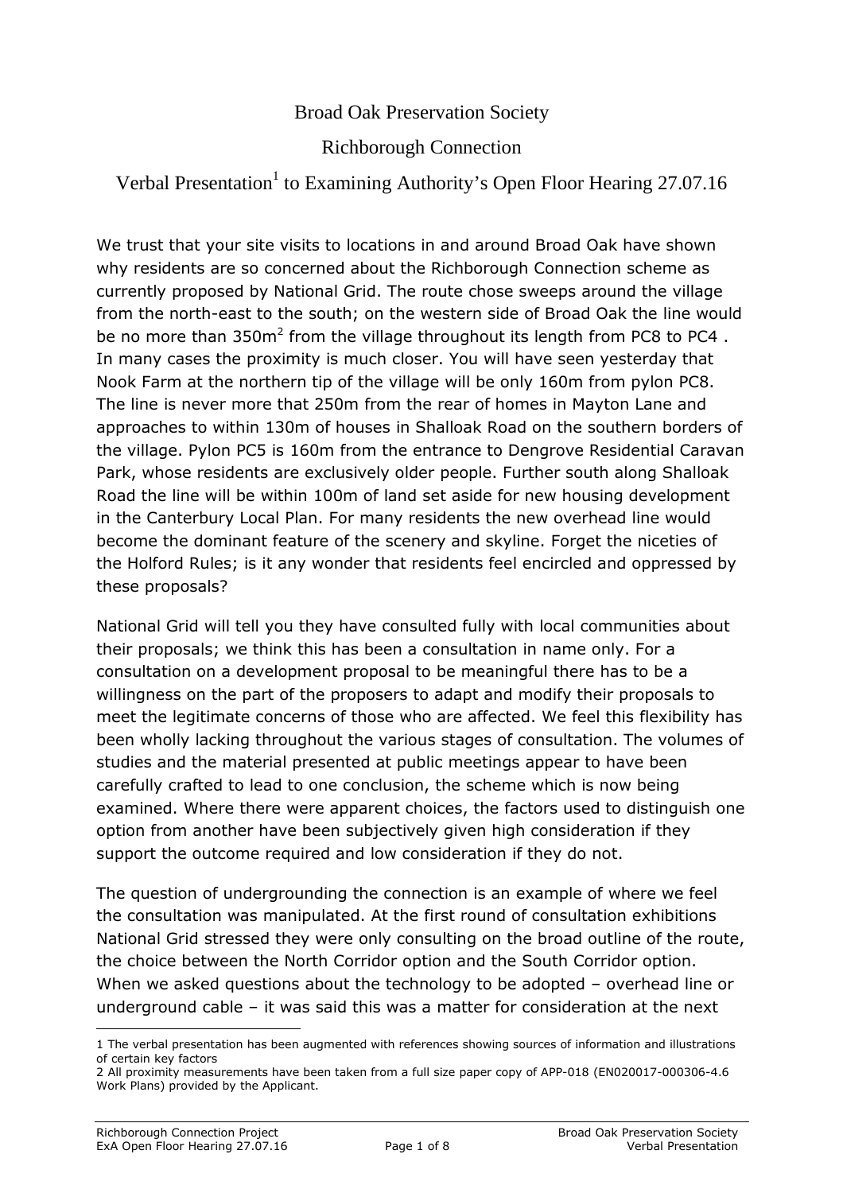# Broad Oak Preservation Society

## Richborough Connection

## Verbal Presentation[1] to Examining Authority's Open Floor Hearing 27.07.16

We trust that your site visits to locations in and around Broad Oak have shown why residents are so concerned about the Richborough Connection scheme as currently proposed by National Grid. The route chose sweeps around the village from the north-east to the south; on the western side of Broad Oak the line would be no more than 350m[2] from the village throughout its length from PC8 to PC4 . In many cases the proximity is much closer. You will have seen yesterday that Nook Farm at the northern tip of the village will be only 160m from pylon PC8. The line is never more that 250m from the rear of homes in Mayton Lane and approaches to within 130m of houses in Shalloak Road on the southern borders of the village. Pylon PC5 is 160m from the entrance to Dengrove Residential Caravan Park, whose residents are exclusively older people. Further south along Shalloak Road the line will be within 100m of land set aside for new housing development in the Canterbury Local Plan. For many residents the new overhead line would become the dominant feature of the scenery and skyline. Forget the niceties of the Holford Rules; is it any wonder that residents feel encircled and oppressed by these proposals?

National Grid will tell you they have consulted fully with local communities about their proposals; we think this has been a consultation in name only. For a consultation on a development proposal to be meaningful there has to be a willingness on the part of the proposers to adapt and modify their proposals to meet the legitimate concerns of those who are affected. We feel this flexibility has been wholly lacking throughout the various stages of consultation. The volumes of studies and the material presented at public meetings appear to have been carefully crafted to lead to one conclusion, the scheme which is now being examined. Where there were apparent choices, the factors used to distinguish one option from another have been subjectively given high consideration if they support the outcome required and low consideration if they do not.

The question of undergrounding the connection is an example of where we feel the consultation was manipulated. At the first round of consultation exhibitions National Grid stressed they were only consulting on the broad outline of the route, the choice between the North Corridor option and the South Corridor option. When we asked questions about the technology to be adopted – overhead line or underground cable – it was said this was a matter for consideration at the next

---

1 The verbal presentation has been augmented with references showing sources of information and illustrations of certain key factors

2 All proximity measurements have been taken from a full size paper copy of APP-018 (EN020017-000306-4.6 Work Plans) provided by the Applicant.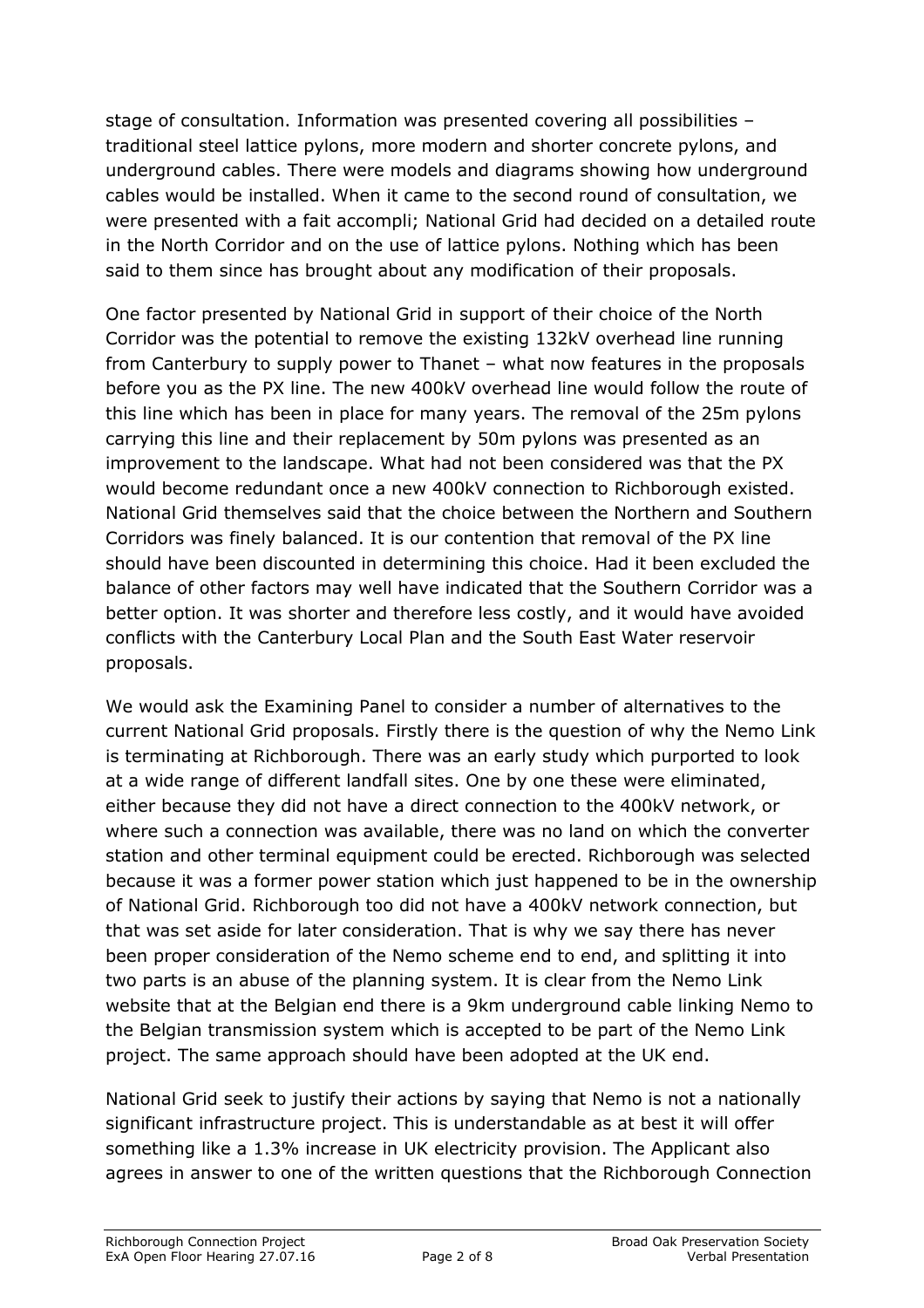stage of consultation. Information was presented covering all possibilities – traditional steel lattice pylons, more modern and shorter concrete pylons, and underground cables. There were models and diagrams showing how underground cables would be installed. When it came to the second round of consultation, we were presented with a fait accompli; National Grid had decided on a detailed route in the North Corridor and on the use of lattice pylons. Nothing which has been said to them since has brought about any modification of their proposals.

One factor presented by National Grid in support of their choice of the North Corridor was the potential to remove the existing 132kV overhead line running from Canterbury to supply power to Thanet – what now features in the proposals before you as the PX line. The new 400kV overhead line would follow the route of this line which has been in place for many years. The removal of the 25m pylons carrying this line and their replacement by 50m pylons was presented as an improvement to the landscape. What had not been considered was that the PX would become redundant once a new 400kV connection to Richborough existed. National Grid themselves said that the choice between the Northern and Southern Corridors was finely balanced. It is our contention that removal of the PX line should have been discounted in determining this choice. Had it been excluded the balance of other factors may well have indicated that the Southern Corridor was a better option. It was shorter and therefore less costly, and it would have avoided conflicts with the Canterbury Local Plan and the South East Water reservoir proposals.

We would ask the Examining Panel to consider a number of alternatives to the current National Grid proposals. Firstly there is the question of why the Nemo Link is terminating at Richborough. There was an early study which purported to look at a wide range of different landfall sites. One by one these were eliminated, either because they did not have a direct connection to the 400kV network, or where such a connection was available, there was no land on which the converter station and other terminal equipment could be erected. Richborough was selected because it was a former power station which just happened to be in the ownership of National Grid. Richborough too did not have a 400kV network connection, but that was set aside for later consideration. That is why we say there has never been proper consideration of the Nemo scheme end to end, and splitting it into two parts is an abuse of the planning system. It is clear from the Nemo Link website that at the Belgian end there is a 9km underground cable linking Nemo to the Belgian transmission system which is accepted to be part of the Nemo Link project. The same approach should have been adopted at the UK end.

National Grid seek to justify their actions by saying that Nemo is not a nationally significant infrastructure project. This is understandable as at best it will offer something like a 1.3% increase in UK electricity provision. The Applicant also agrees in answer to one of the written questions that the Richborough Connection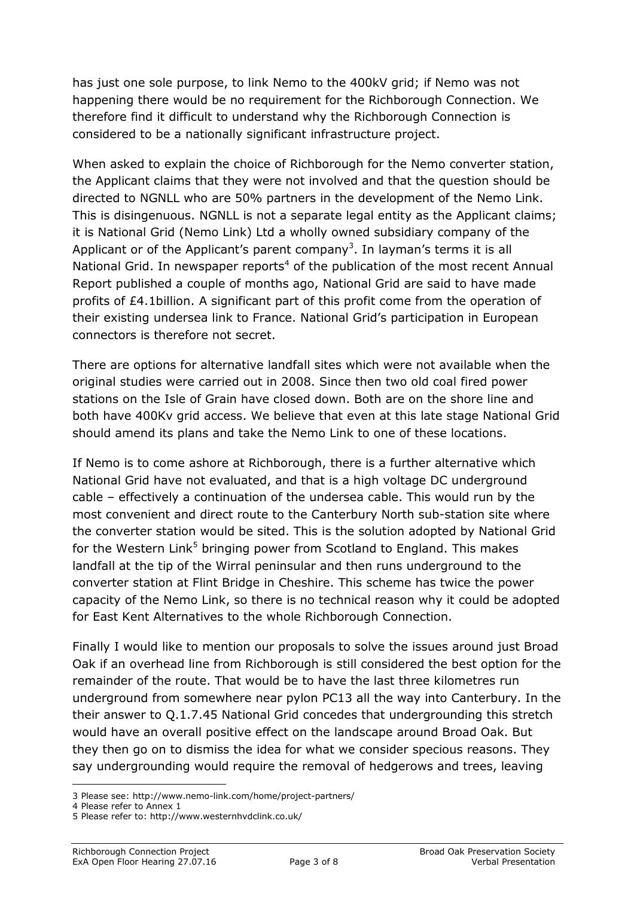has just one sole purpose, to link Nemo to the 400kV grid; if Nemo was not happening there would be no requirement for the Richborough Connection. We therefore find it difficult to understand why the Richborough Connection is considered to be a nationally significant infrastructure project.

When asked to explain the choice of Richborough for the Nemo converter station, the Applicant claims that they were not involved and that the question should be directed to NGNLL who are 50% partners in the development of the Nemo Link. This is disingenuous. NGNLL is not a separate legal entity as the Applicant claims; it is National Grid (Nemo Link) Ltd a wholly owned subsidiary company of the Applicant or of the Applicant's parent company[3]. In layman's terms it is all National Grid. In newspaper reports[4] of the publication of the most recent Annual Report published a couple of months ago, National Grid are said to have made profits of £4.1billion. A significant part of this profit come from the operation of their existing undersea link to France. National Grid's participation in European connectors is therefore not secret.

There are options for alternative landfall sites which were not available when the original studies were carried out in 2008. Since then two old coal fired power stations on the Isle of Grain have closed down. Both are on the shore line and both have 400Kv grid access. We believe that even at this late stage National Grid should amend its plans and take the Nemo Link to one of these locations.

If Nemo is to come ashore at Richborough, there is a further alternative which National Grid have not evaluated, and that is a high voltage DC underground cable – effectively a continuation of the undersea cable. This would run by the most convenient and direct route to the Canterbury North sub-station site where the converter station would be sited. This is the solution adopted by National Grid for the Western Link[5] bringing power from Scotland to England. This makes landfall at the tip of the Wirral peninsular and then runs underground to the converter station at Flint Bridge in Cheshire. This scheme has twice the power capacity of the Nemo Link, so there is no technical reason why it could be adopted for East Kent Alternatives to the whole Richborough Connection.

Finally I would like to mention our proposals to solve the issues around just Broad Oak if an overhead line from Richborough is still considered the best option for the remainder of the route. That would be to have the last three kilometres run underground from somewhere near pylon PC13 all the way into Canterbury. In the their answer to Q.1.7.45 National Grid concedes that undergrounding this stretch would have an overall positive effect on the landscape around Broad Oak. But they then go on to dismiss the idea for what we consider specious reasons. They say undergrounding would require the removal of hedgerows and trees, leaving

---

3 Please see: http://www.nemo-link.com/home/project-partners/

4 Please refer to Annex 1

5 Please refer to: http://www.westernhvdclink.co.uk/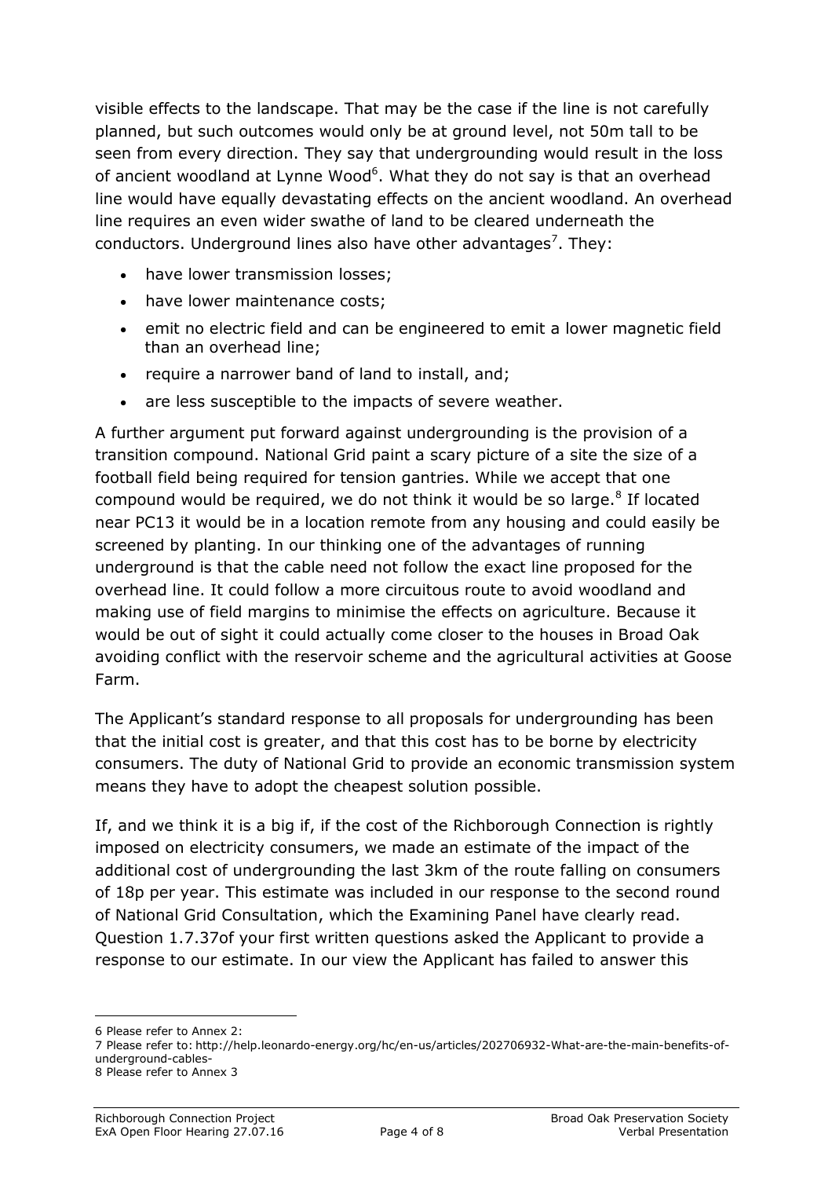visible effects to the landscape. That may be the case if the line is not carefully planned, but such outcomes would only be at ground level, not 50m tall to be seen from every direction. They say that undergrounding would result in the loss of ancient woodland at Lynne Wood[6]. What they do not say is that an overhead line would have equally devastating effects on the ancient woodland. An overhead line requires an even wider swathe of land to be cleared underneath the conductors. Underground lines also have other advantages[7]. They:

- have lower transmission losses;
- have lower maintenance costs;
- emit no electric field and can be engineered to emit a lower magnetic field than an overhead line;
- require a narrower band of land to install, and;
- are less susceptible to the impacts of severe weather.

A further argument put forward against undergrounding is the provision of a transition compound. National Grid paint a scary picture of a site the size of a football field being required for tension gantries. While we accept that one compound would be required, we do not think it would be so large.[8] If located near PC13 it would be in a location remote from any housing and could easily be screened by planting. In our thinking one of the advantages of running underground is that the cable need not follow the exact line proposed for the overhead line. It could follow a more circuitous route to avoid woodland and making use of field margins to minimise the effects on agriculture. Because it would be out of sight it could actually come closer to the houses in Broad Oak avoiding conflict with the reservoir scheme and the agricultural activities at Goose Farm.

The Applicant's standard response to all proposals for undergrounding has been that the initial cost is greater, and that this cost has to be borne by electricity consumers. The duty of National Grid to provide an economic transmission system means they have to adopt the cheapest solution possible.

If, and we think it is a big if, if the cost of the Richborough Connection is rightly imposed on electricity consumers, we made an estimate of the impact of the additional cost of undergrounding the last 3km of the route falling on consumers of 18p per year. This estimate was included in our response to the second round of National Grid Consultation, which the Examining Panel have clearly read. Question 1.7.37of your first written questions asked the Applicant to provide a response to our estimate. In our view the Applicant has failed to answer this

---

6 Please refer to Annex 2:

7 Please refer to: http://help.leonardo-energy.org/hc/en-us/articles/202706932-What-are-the-main-benefits-of-underground-cables-

8 Please refer to Annex 3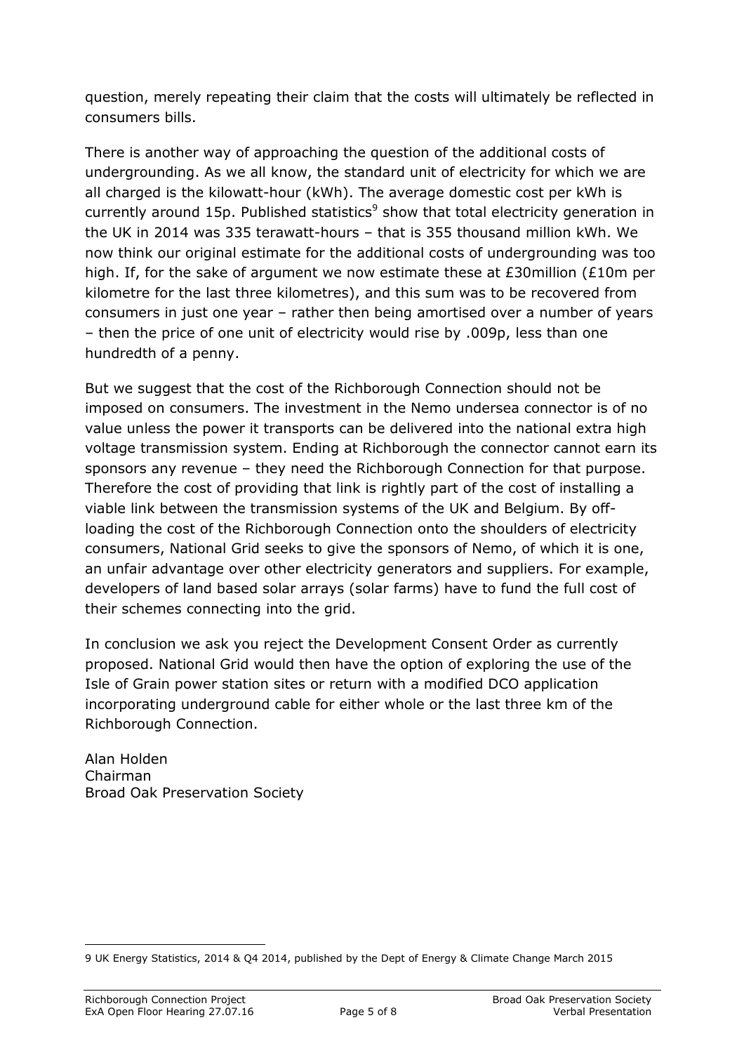question, merely repeating their claim that the costs will ultimately be reflected in consumers bills.

There is another way of approaching the question of the additional costs of undergrounding. As we all know, the standard unit of electricity for which we are all charged is the kilowatt-hour (kWh). The average domestic cost per kWh is currently around 15p. Published statistics[9] show that total electricity generation in the UK in 2014 was 335 terawatt-hours – that is 355 thousand million kWh. We now think our original estimate for the additional costs of undergrounding was too high. If, for the sake of argument we now estimate these at £30million (£10m per kilometre for the last three kilometres), and this sum was to be recovered from consumers in just one year – rather then being amortised over a number of years – then the price of one unit of electricity would rise by .009p, less than one hundredth of a penny.

But we suggest that the cost of the Richborough Connection should not be imposed on consumers. The investment in the Nemo undersea connector is of no value unless the power it transports can be delivered into the national extra high voltage transmission system. Ending at Richborough the connector cannot earn its sponsors any revenue – they need the Richborough Connection for that purpose. Therefore the cost of providing that link is rightly part of the cost of installing a viable link between the transmission systems of the UK and Belgium. By off-loading the cost of the Richborough Connection onto the shoulders of electricity consumers, National Grid seeks to give the sponsors of Nemo, of which it is one, an unfair advantage over other electricity generators and suppliers. For example, developers of land based solar arrays (solar farms) have to fund the full cost of their schemes connecting into the grid.

In conclusion we ask you reject the Development Consent Order as currently proposed. National Grid would then have the option of exploring the use of the Isle of Grain power station sites or return with a modified DCO application incorporating underground cable for either whole or the last three km of the Richborough Connection.

Alan Holden
Chairman
Broad Oak Preservation Society

---

9 UK Energy Statistics, 2014 & Q4 2014, published by the Dept of Energy & Climate Change March 2015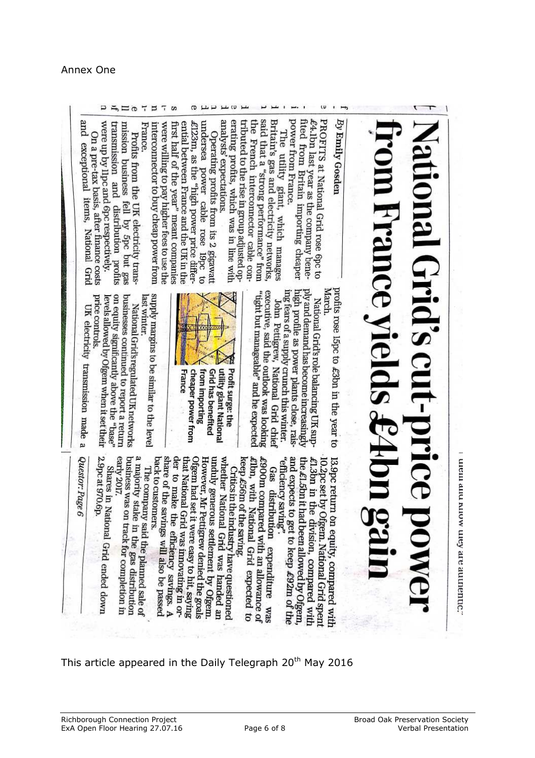Annex One

# National Grid's cut-price power from France yields £4bn gain

*By Emily Gosden*

PROFITS at National Grid rose 6pc to £4.1bn last year as the company benefited from Britain importing cheaper power from France.

The utility giant, which manages Britain's gas and electricity networks, said that a "strong performance" from the French interconnector cable contributed to the rise in group adjusted operating profits, which was in line with analysts' expectations.

Operating profits from its 2 gigawatt undersea power cable rose 19pc to £123m, as the "high power price differential between France and the UK in the first half of the year" meant companies were willing to pay higher fees to use the interconnector to buy cheap power from France.

Profits from the UK electricity transmission business fell by 5pc but gas transmission and distribution profits were up by 11pc and 6pc respectively.

On a pre-tax basis, after finance costs and exceptional items, National Grid profits rose 15pc to £3bn in the year to March.

National Grid's role balancing UK supply and demand has become increasingly high profile as power plants close, raising fears of a supply crunch this winter.

John Pettigrew, National Grid chief executive, said the outlook was looking "tight but manageable" and he expected supply margins to be similar to the level last winter.

Profit surge: the utility giant National Grid has benefitted from importing cheaper power from France

National Grid's regulated UK networks businesses continued to report a return on equity significantly above the "base" levels allowed by Ofgem when it set their price controls.

UK electricity transmission made a 13.9pc return on equity, compared with 10.2pc set by Ofgem. National Grid spent £1.3bn in the division, compared with the £1.5bn it had been allowed by Ofgem, and expects to get to keep £92m of the "efficiency saving".

Gas distribution expenditure was £900m compared with an allowance of £1bn, with National Grid expected to keep £56m of the saving.

Critics in the industry have questioned whether National Grid was handed an unduly generous settlement by Ofgem. However, Mr Pettigrew denied the goals Ofgem had set it were easy to hit, saying that National Grid was innovating in order to make the efficiency savings. A share of the savings will also be passed back to customers.

The company said the planned sale of a majority stake in the gas distribution business was on track for completion in early 2017.

Shares in National Grid ended down 2.9pc at 970.6p.

*Questor: Page 6*

This article appeared in the Daily Telegraph 20th May 2016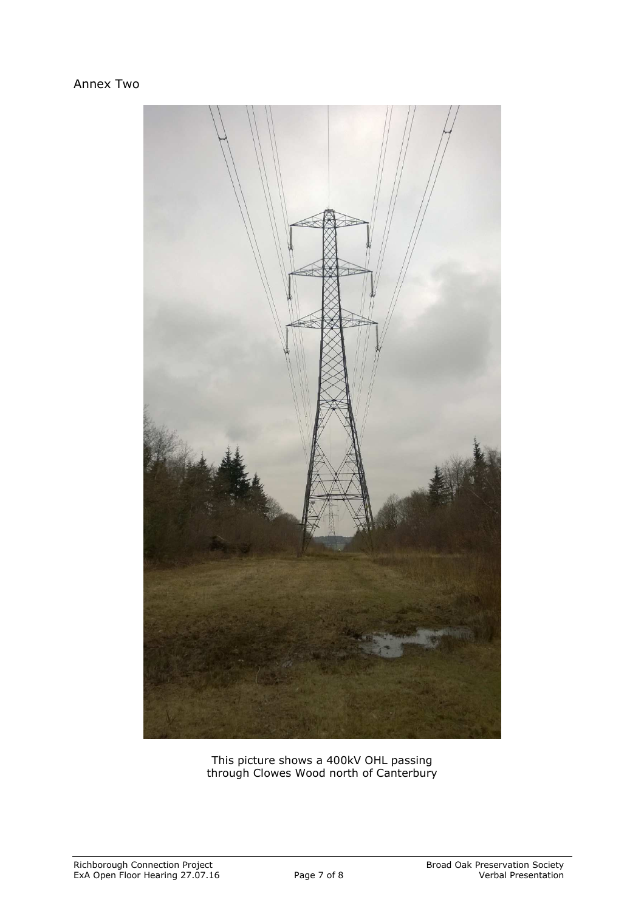Annex Two

This picture shows a 400kV OHL passing through Clowes Wood north of Canterbury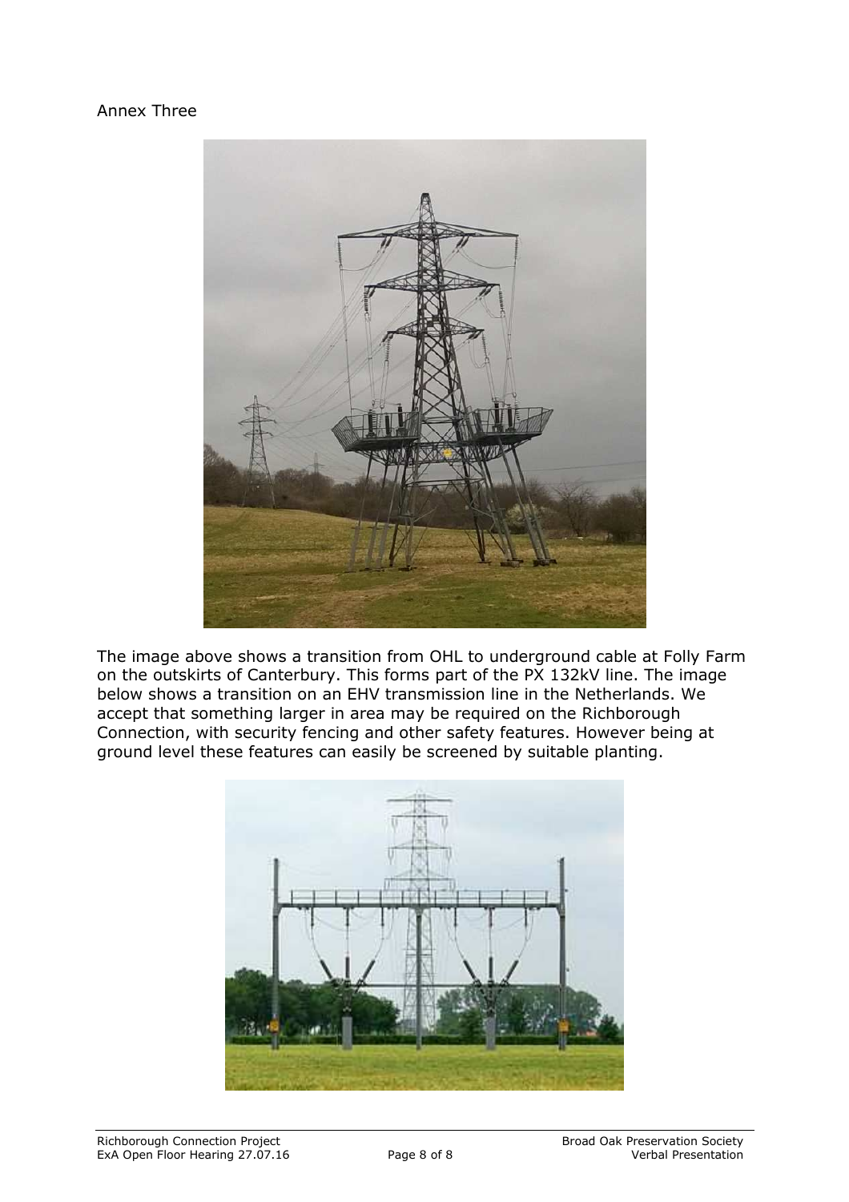Annex Three

The image above shows a transition from OHL to underground cable at Folly Farm on the outskirts of Canterbury. This forms part of the PX 132kV line. The image below shows a transition on an EHV transmission line in the Netherlands. We accept that something larger in area may be required on the Richborough Connection, with security fencing and other safety features. However being at ground level these features can easily be screened by suitable planting.